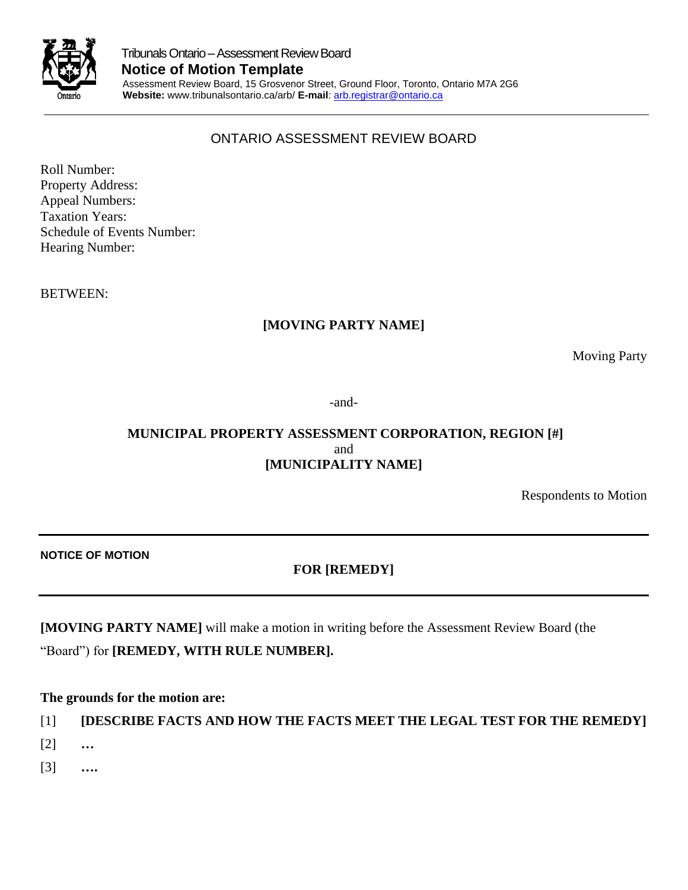Tribunals Ontario – Assessment Review Board
**Notice of Motion Template**
Assessment Review Board, 15 Grosvenor Street, Ground Floor, Toronto, Ontario M7A 2G6
**Website:** www.tribunalsontario.ca/arb/ **E-mail**: arb.registrar@ontario.ca

---

ONTARIO ASSESSMENT REVIEW BOARD

Roll Number:
Property Address:
Appeal Numbers:
Taxation Years:
Schedule of Events Number:
Hearing Number:

BETWEEN:

**[MOVING PARTY NAME]**

Moving Party

-and-

**MUNICIPAL PROPERTY ASSESSMENT CORPORATION, REGION [#]**
and
**[MUNICIPALITY NAME]**

Respondents to Motion

---

**NOTICE OF MOTION**

**FOR [REMEDY]**

---

**[MOVING PARTY NAME]** will make a motion in writing before the Assessment Review Board (the "Board") for **[REMEDY, WITH RULE NUMBER].**

**The grounds for the motion are:**

[1] **[DESCRIBE FACTS AND HOW THE FACTS MEET THE LEGAL TEST FOR THE REMEDY]**

[2] **…**

[3] **….**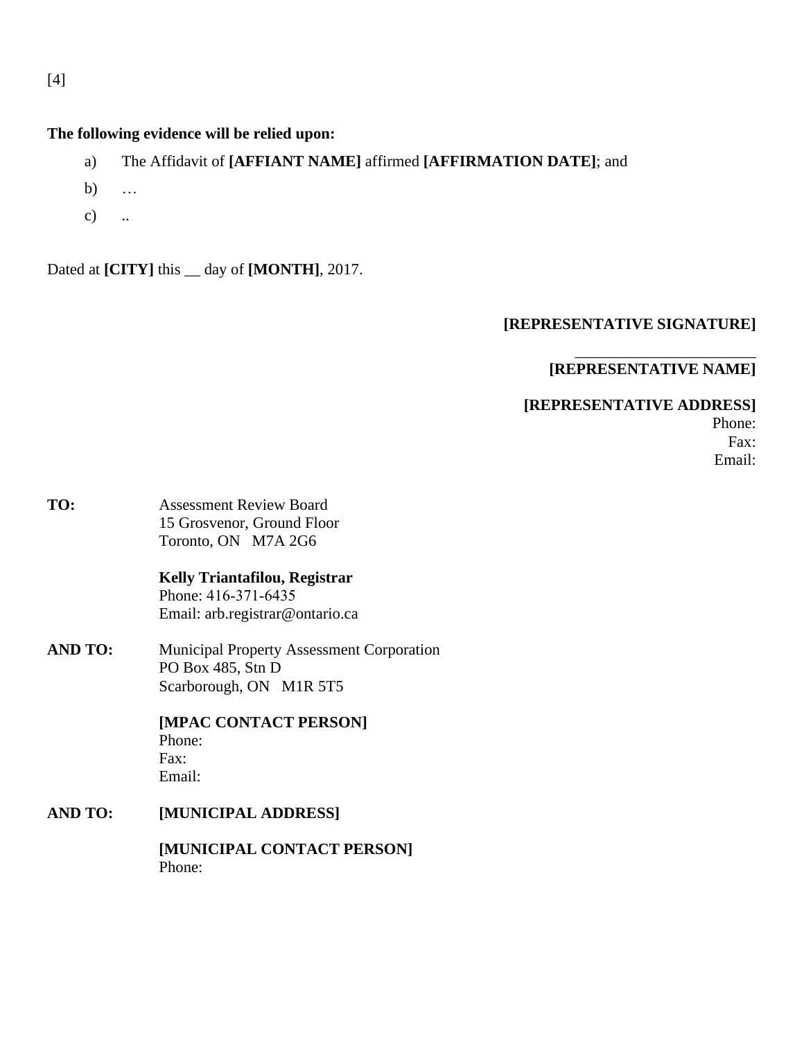[4]

**The following evidence will be relied upon:**

a) The Affidavit of **[AFFIANT NAME]** affirmed **[AFFIRMATION DATE]**; and

b) …

c) ..

Dated at **[CITY]** this __ day of **[MONTH]**, 2017.

**[REPRESENTATIVE SIGNATURE]**

______________________
**[REPRESENTATIVE NAME]**

**[REPRESENTATIVE ADDRESS]**
Phone:
Fax:
Email:

**TO:** Assessment Review Board
15 Grosvenor, Ground Floor
Toronto, ON M7A 2G6

**Kelly Triantafilou, Registrar**
Phone: 416-371-6435
Email: arb.registrar@ontario.ca

**AND TO:** Municipal Property Assessment Corporation
PO Box 485, Stn D
Scarborough, ON M1R 5T5

**[MPAC CONTACT PERSON]**
Phone:
Fax:
Email:

**AND TO:** **[MUNICIPAL ADDRESS]**

**[MUNICIPAL CONTACT PERSON]**
Phone: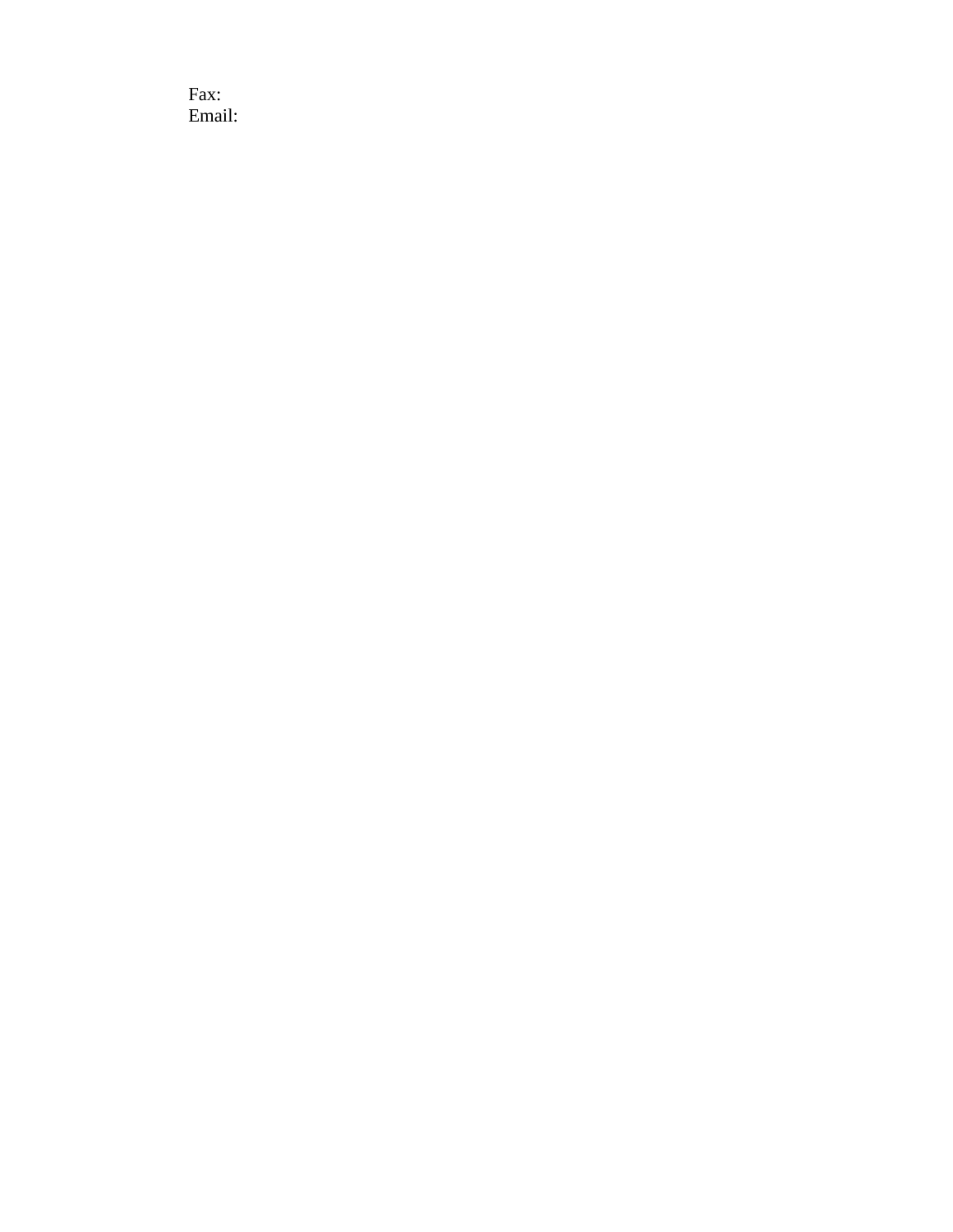Fax:
Email: